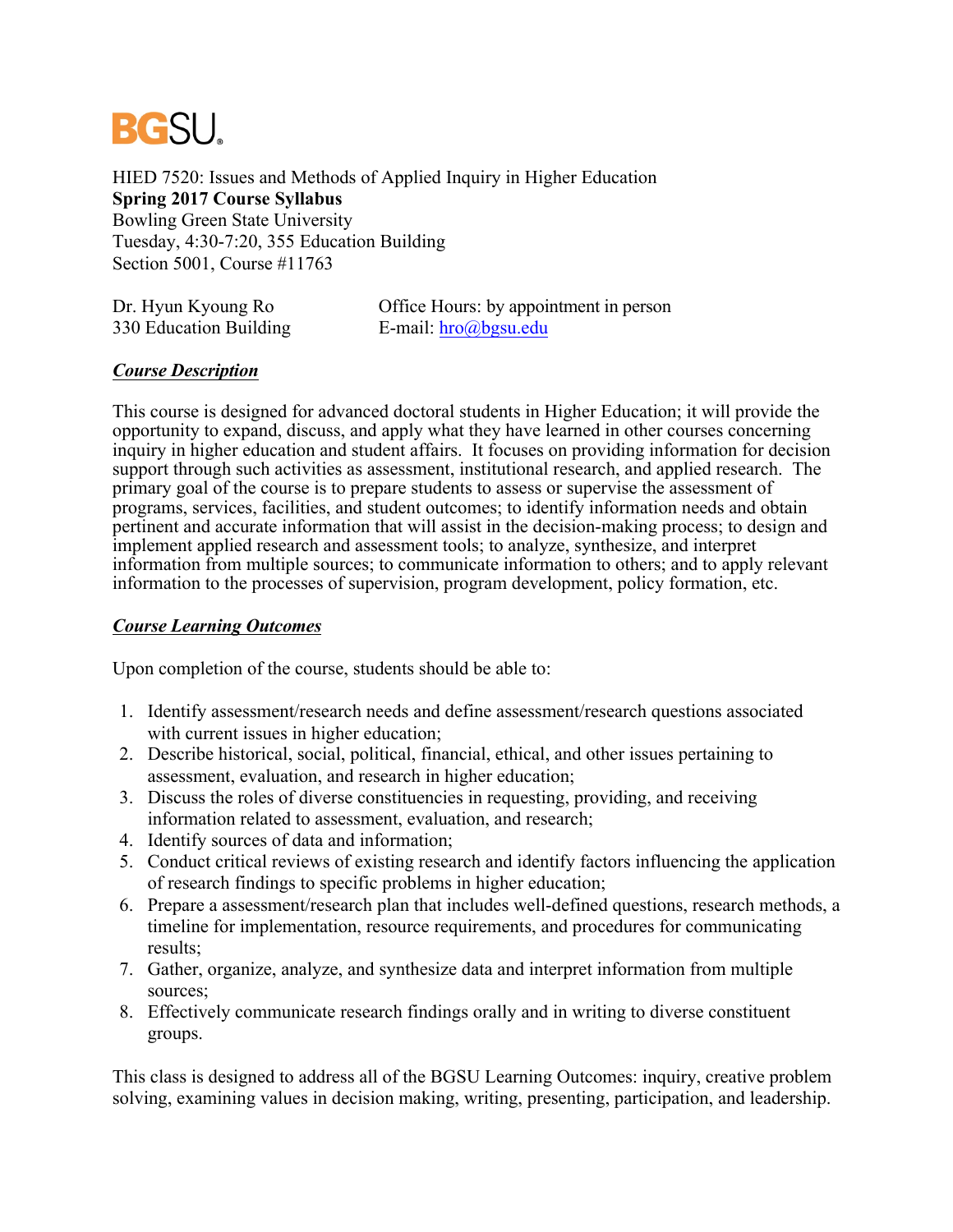BGSU

HIED 7520: Issues and Methods of Applied Inquiry in Higher Education
**Spring 2017 Course Syllabus**
Bowling Green State University
Tuesday, 4:30-7:20, 355 Education Building
Section 5001, Course #11763

Dr. Hyun Kyoung Ro
330 Education Building

Office Hours: by appointment in person
E-mail: hro@bgsu.edu

## ***Course Description***

This course is designed for advanced doctoral students in Higher Education; it will provide the opportunity to expand, discuss, and apply what they have learned in other courses concerning inquiry in higher education and student affairs. It focuses on providing information for decision support through such activities as assessment, institutional research, and applied research. The primary goal of the course is to prepare students to assess or supervise the assessment of programs, services, facilities, and student outcomes; to identify information needs and obtain pertinent and accurate information that will assist in the decision-making process; to design and implement applied research and assessment tools; to analyze, synthesize, and interpret information from multiple sources; to communicate information to others; and to apply relevant information to the processes of supervision, program development, policy formation, etc.

## ***Course Learning Outcomes***

Upon completion of the course, students should be able to:

1. Identify assessment/research needs and define assessment/research questions associated with current issues in higher education;
2. Describe historical, social, political, financial, ethical, and other issues pertaining to assessment, evaluation, and research in higher education;
3. Discuss the roles of diverse constituencies in requesting, providing, and receiving information related to assessment, evaluation, and research;
4. Identify sources of data and information;
5. Conduct critical reviews of existing research and identify factors influencing the application of research findings to specific problems in higher education;
6. Prepare a assessment/research plan that includes well-defined questions, research methods, a timeline for implementation, resource requirements, and procedures for communicating results;
7. Gather, organize, analyze, and synthesize data and interpret information from multiple sources;
8. Effectively communicate research findings orally and in writing to diverse constituent groups.

This class is designed to address all of the BGSU Learning Outcomes: inquiry, creative problem solving, examining values in decision making, writing, presenting, participation, and leadership.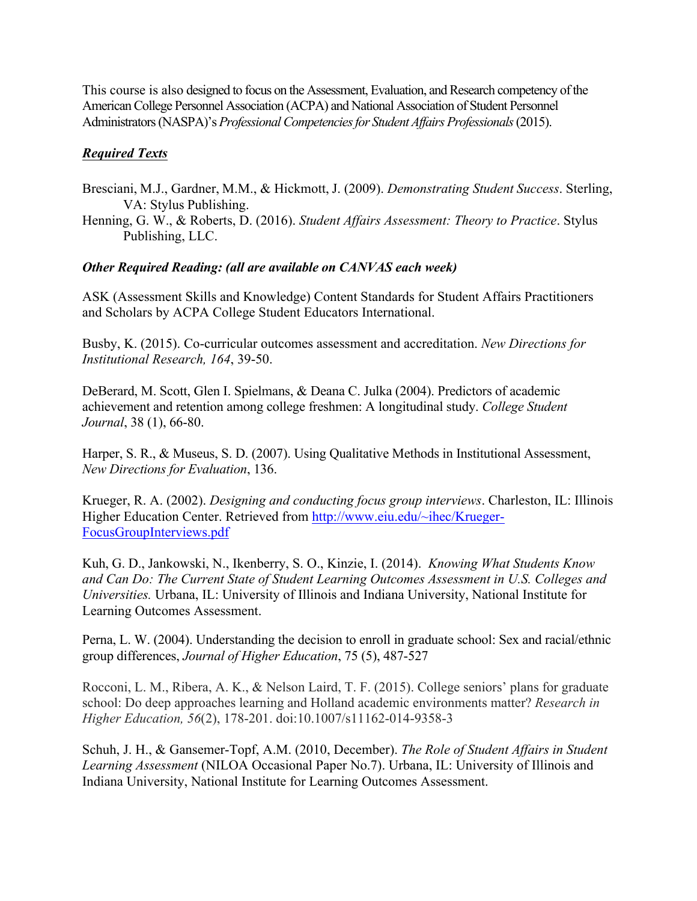This course is also designed to focus on the Assessment, Evaluation, and Research competency of the American College Personnel Association (ACPA) and National Association of Student Personnel Administrators (NASPA)'s *Professional Competencies for Student Affairs Professionals* (2015).

***Required Texts***

Bresciani, M.J., Gardner, M.M., & Hickmott, J. (2009). *Demonstrating Student Success*. Sterling, VA: Stylus Publishing.

Henning, G. W., & Roberts, D. (2016). *Student Affairs Assessment: Theory to Practice*. Stylus Publishing, LLC.

***Other Required Reading: (all are available on CANVAS each week)***

ASK (Assessment Skills and Knowledge) Content Standards for Student Affairs Practitioners and Scholars by ACPA College Student Educators International.

Busby, K. (2015). Co-curricular outcomes assessment and accreditation. *New Directions for Institutional Research, 164*, 39-50.

DeBerard, M. Scott, Glen I. Spielmans, & Deana C. Julka (2004). Predictors of academic achievement and retention among college freshmen: A longitudinal study. *College Student Journal*, 38 (1), 66-80.

Harper, S. R., & Museus, S. D. (2007). Using Qualitative Methods in Institutional Assessment, *New Directions for Evaluation*, 136.

Krueger, R. A. (2002). *Designing and conducting focus group interviews*. Charleston, IL: Illinois Higher Education Center. Retrieved from http://www.eiu.edu/~ihec/Krueger-FocusGroupInterviews.pdf

Kuh, G. D., Jankowski, N., Ikenberry, S. O., Kinzie, I. (2014). *Knowing What Students Know and Can Do: The Current State of Student Learning Outcomes Assessment in U.S. Colleges and Universities.* Urbana, IL: University of Illinois and Indiana University, National Institute for Learning Outcomes Assessment.

Perna, L. W. (2004). Understanding the decision to enroll in graduate school: Sex and racial/ethnic group differences, *Journal of Higher Education*, 75 (5), 487-527

Rocconi, L. M., Ribera, A. K., & Nelson Laird, T. F. (2015). College seniors' plans for graduate school: Do deep approaches learning and Holland academic environments matter? *Research in Higher Education, 56*(2), 178-201. doi:10.1007/s11162-014-9358-3

Schuh, J. H., & Gansemer-Topf, A.M. (2010, December). *The Role of Student Affairs in Student Learning Assessment* (NILOA Occasional Paper No.7). Urbana, IL: University of Illinois and Indiana University, National Institute for Learning Outcomes Assessment.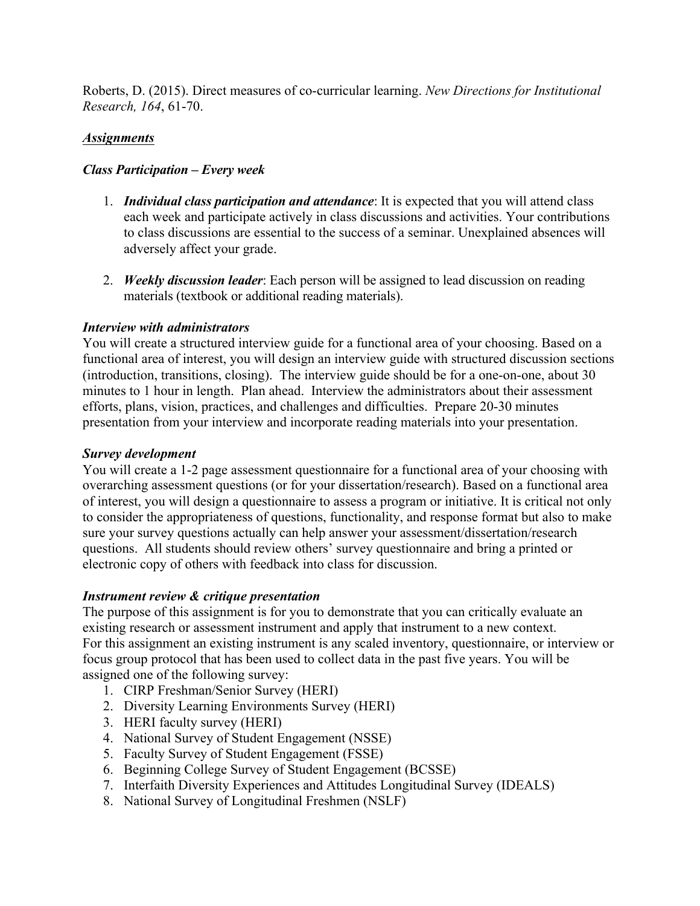Roberts, D. (2015). Direct measures of co-curricular learning. *New Directions for Institutional Research, 164*, 61-70.

***Assignments***

***Class Participation – Every week***

1. ***Individual class participation and attendance***: It is expected that you will attend class each week and participate actively in class discussions and activities. Your contributions to class discussions are essential to the success of a seminar. Unexplained absences will adversely affect your grade.

2. ***Weekly discussion leader***: Each person will be assigned to lead discussion on reading materials (textbook or additional reading materials).

***Interview with administrators***

You will create a structured interview guide for a functional area of your choosing. Based on a functional area of interest, you will design an interview guide with structured discussion sections (introduction, transitions, closing). The interview guide should be for a one-on-one, about 30 minutes to 1 hour in length. Plan ahead. Interview the administrators about their assessment efforts, plans, vision, practices, and challenges and difficulties. Prepare 20-30 minutes presentation from your interview and incorporate reading materials into your presentation.

***Survey development***

You will create a 1-2 page assessment questionnaire for a functional area of your choosing with overarching assessment questions (or for your dissertation/research). Based on a functional area of interest, you will design a questionnaire to assess a program or initiative. It is critical not only to consider the appropriateness of questions, functionality, and response format but also to make sure your survey questions actually can help answer your assessment/dissertation/research questions. All students should review others' survey questionnaire and bring a printed or electronic copy of others with feedback into class for discussion.

***Instrument review & critique presentation***

The purpose of this assignment is for you to demonstrate that you can critically evaluate an existing research or assessment instrument and apply that instrument to a new context.
For this assignment an existing instrument is any scaled inventory, questionnaire, or interview or focus group protocol that has been used to collect data in the past five years. You will be assigned one of the following survey:

1. CIRP Freshman/Senior Survey (HERI)
2. Diversity Learning Environments Survey (HERI)
3. HERI faculty survey (HERI)
4. National Survey of Student Engagement (NSSE)
5. Faculty Survey of Student Engagement (FSSE)
6. Beginning College Survey of Student Engagement (BCSSE)
7. Interfaith Diversity Experiences and Attitudes Longitudinal Survey (IDEALS)
8. National Survey of Longitudinal Freshmen (NSLF)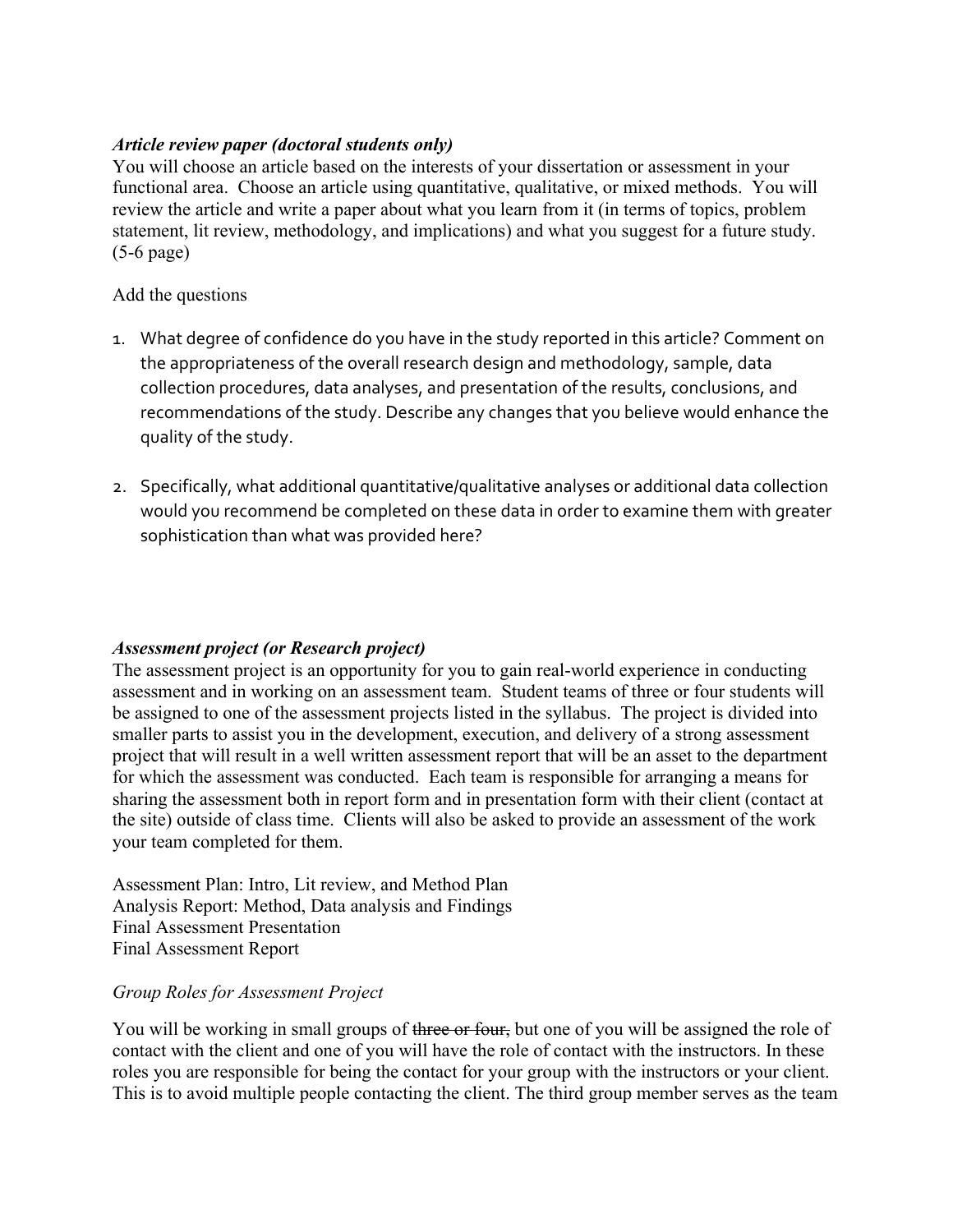***Article review paper (doctoral students only)***

You will choose an article based on the interests of your dissertation or assessment in your functional area. Choose an article using quantitative, qualitative, or mixed methods. You will review the article and write a paper about what you learn from it (in terms of topics, problem statement, lit review, methodology, and implications) and what you suggest for a future study. (5-6 page)

Add the questions

1. What degree of confidence do you have in the study reported in this article? Comment on the appropriateness of the overall research design and methodology, sample, data collection procedures, data analyses, and presentation of the results, conclusions, and recommendations of the study. Describe any changes that you believe would enhance the quality of the study.

2. Specifically, what additional quantitative/qualitative analyses or additional data collection would you recommend be completed on these data in order to examine them with greater sophistication than what was provided here?

***Assessment project (or Research project)***

The assessment project is an opportunity for you to gain real-world experience in conducting assessment and in working on an assessment team. Student teams of three or four students will be assigned to one of the assessment projects listed in the syllabus. The project is divided into smaller parts to assist you in the development, execution, and delivery of a strong assessment project that will result in a well written assessment report that will be an asset to the department for which the assessment was conducted. Each team is responsible for arranging a means for sharing the assessment both in report form and in presentation form with their client (contact at the site) outside of class time. Clients will also be asked to provide an assessment of the work your team completed for them.

Assessment Plan: Intro, Lit review, and Method Plan
Analysis Report: Method, Data analysis and Findings
Final Assessment Presentation
Final Assessment Report

*Group Roles for Assessment Project*

You will be working in small groups of ~~three or four,~~ but one of you will be assigned the role of contact with the client and one of you will have the role of contact with the instructors. In these roles you are responsible for being the contact for your group with the instructors or your client. This is to avoid multiple people contacting the client. The third group member serves as the team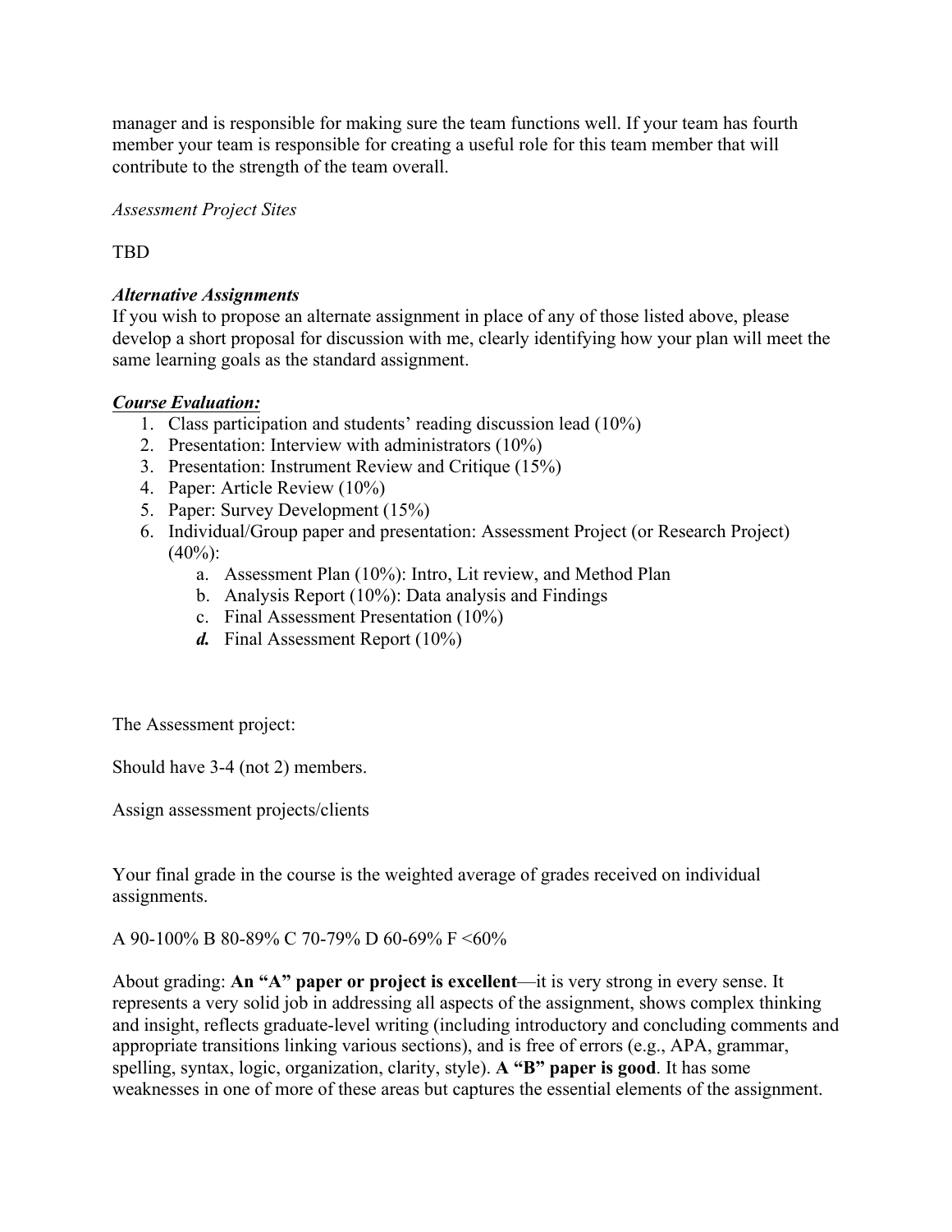manager and is responsible for making sure the team functions well. If your team has fourth member your team is responsible for creating a useful role for this team member that will contribute to the strength of the team overall.

*Assessment Project Sites*

TBD

***Alternative Assignments***

If you wish to propose an alternate assignment in place of any of those listed above, please develop a short proposal for discussion with me, clearly identifying how your plan will meet the same learning goals as the standard assignment.

***Course Evaluation:***

1. Class participation and students' reading discussion lead (10%)
2. Presentation: Interview with administrators (10%)
3. Presentation: Instrument Review and Critique (15%)
4. Paper: Article Review (10%)
5. Paper: Survey Development (15%)
6. Individual/Group paper and presentation: Assessment Project (or Research Project) (40%):
    a. Assessment Plan (10%): Intro, Lit review, and Method Plan
    b. Analysis Report (10%): Data analysis and Findings
    c. Final Assessment Presentation (10%)
    d. Final Assessment Report (10%)

The Assessment project:

Should have 3-4 (not 2) members.

Assign assessment projects/clients

Your final grade in the course is the weighted average of grades received on individual assignments.

A 90-100% B 80-89% C 70-79% D 60-69% F <60%

About grading: **An "A" paper or project is excellent**—it is very strong in every sense. It represents a very solid job in addressing all aspects of the assignment, shows complex thinking and insight, reflects graduate-level writing (including introductory and concluding comments and appropriate transitions linking various sections), and is free of errors (e.g., APA, grammar, spelling, syntax, logic, organization, clarity, style). **A "B" paper is good**. It has some weaknesses in one of more of these areas but captures the essential elements of the assignment.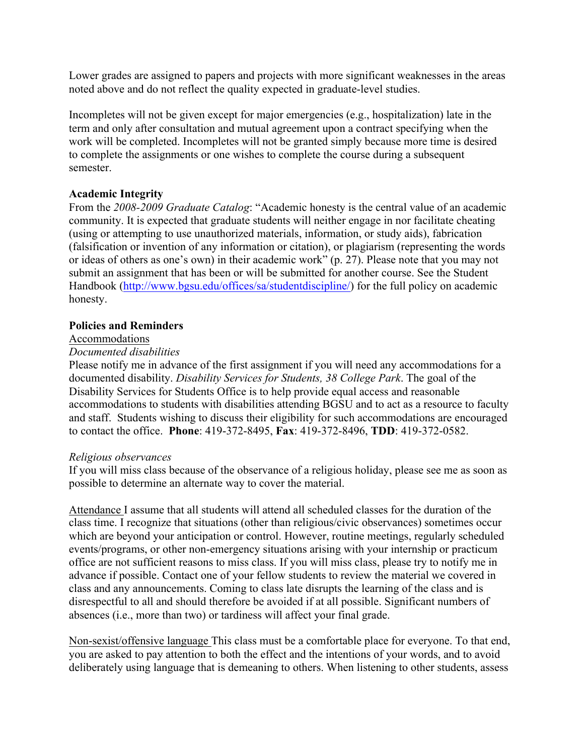Lower grades are assigned to papers and projects with more significant weaknesses in the areas noted above and do not reflect the quality expected in graduate-level studies.

Incompletes will not be given except for major emergencies (e.g., hospitalization) late in the term and only after consultation and mutual agreement upon a contract specifying when the work will be completed. Incompletes will not be granted simply because more time is desired to complete the assignments or one wishes to complete the course during a subsequent semester.

**Academic Integrity**

From the *2008-2009 Graduate Catalog*: "Academic honesty is the central value of an academic community. It is expected that graduate students will neither engage in nor facilitate cheating (using or attempting to use unauthorized materials, information, or study aids), fabrication (falsification or invention of any information or citation), or plagiarism (representing the words or ideas of others as one's own) in their academic work" (p. 27). Please note that you may not submit an assignment that has been or will be submitted for another course. See the Student Handbook (http://www.bgsu.edu/offices/sa/studentdiscipline/) for the full policy on academic honesty.

**Policies and Reminders**

Accommodations

*Documented disabilities*

Please notify me in advance of the first assignment if you will need any accommodations for a documented disability. *Disability Services for Students, 38 College Park*. The goal of the Disability Services for Students Office is to help provide equal access and reasonable accommodations to students with disabilities attending BGSU and to act as a resource to faculty and staff. Students wishing to discuss their eligibility for such accommodations are encouraged to contact the office. **Phone**: 419-372-8495, **Fax**: 419-372-8496, **TDD**: 419-372-0582.

*Religious observances*

If you will miss class because of the observance of a religious holiday, please see me as soon as possible to determine an alternate way to cover the material.

Attendance I assume that all students will attend all scheduled classes for the duration of the class time. I recognize that situations (other than religious/civic observances) sometimes occur which are beyond your anticipation or control. However, routine meetings, regularly scheduled events/programs, or other non-emergency situations arising with your internship or practicum office are not sufficient reasons to miss class. If you will miss class, please try to notify me in advance if possible. Contact one of your fellow students to review the material we covered in class and any announcements. Coming to class late disrupts the learning of the class and is disrespectful to all and should therefore be avoided if at all possible. Significant numbers of absences (i.e., more than two) or tardiness will affect your final grade.

Non-sexist/offensive language This class must be a comfortable place for everyone. To that end, you are asked to pay attention to both the effect and the intentions of your words, and to avoid deliberately using language that is demeaning to others. When listening to other students, assess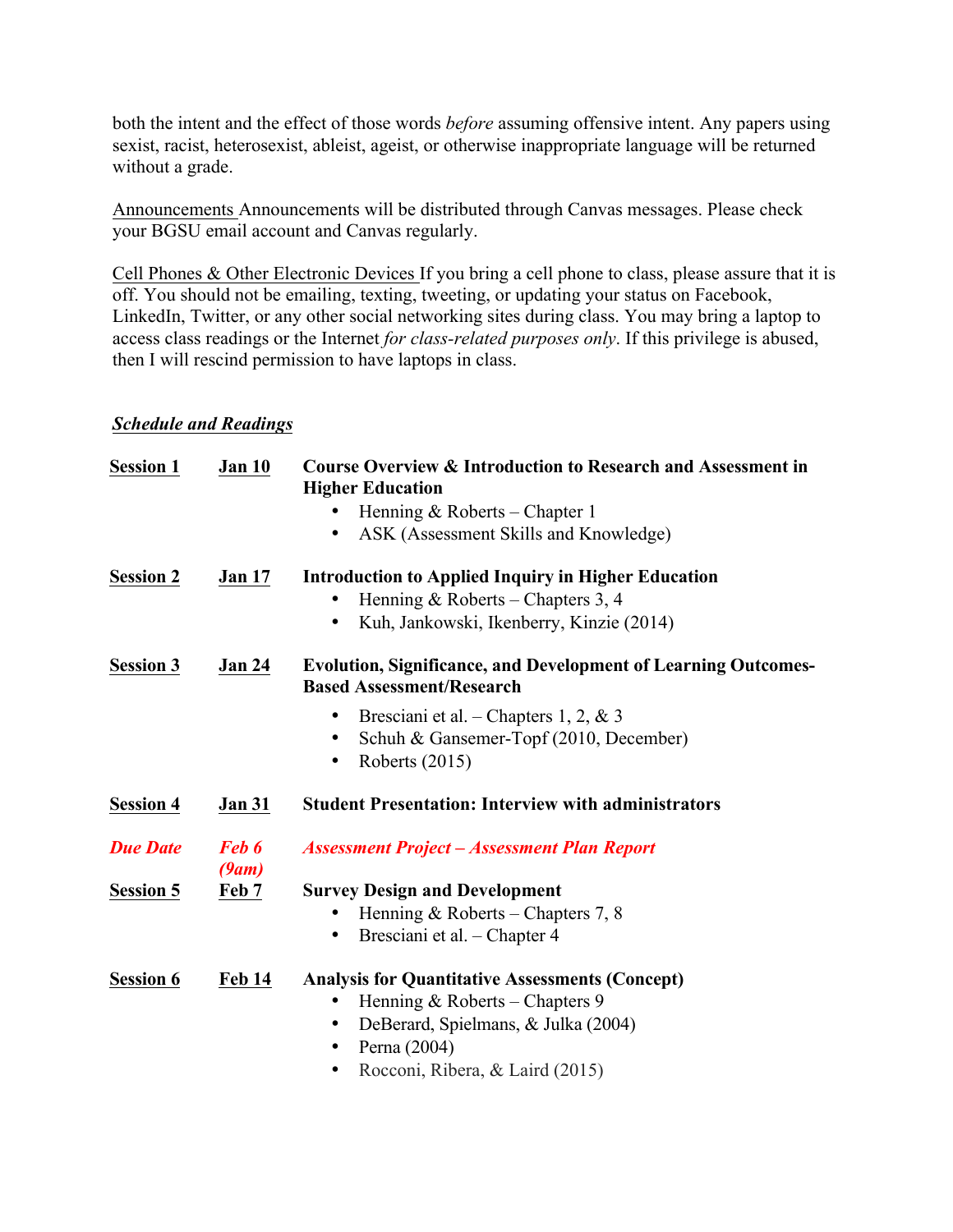both the intent and the effect of those words *before* assuming offensive intent. Any papers using sexist, racist, heterosexist, ableist, ageist, or otherwise inappropriate language will be returned without a grade.

Announcements Announcements will be distributed through Canvas messages. Please check your BGSU email account and Canvas regularly.

Cell Phones & Other Electronic Devices If you bring a cell phone to class, please assure that it is off. You should not be emailing, texting, tweeting, or updating your status on Facebook, LinkedIn, Twitter, or any other social networking sites during class. You may bring a laptop to access class readings or the Internet *for class-related purposes only*. If this privilege is abused, then I will rescind permission to have laptops in class.

***Schedule and Readings***

**Session 1** **Jan 10** **Course Overview & Introduction to Research and Assessment in Higher Education**
- Henning & Roberts – Chapter 1
- ASK (Assessment Skills and Knowledge)

**Session 2** **Jan 17** **Introduction to Applied Inquiry in Higher Education**
- Henning & Roberts – Chapters 3, 4
- Kuh, Jankowski, Ikenberry, Kinzie (2014)

**Session 3** **Jan 24** **Evolution, Significance, and Development of Learning Outcomes-Based Assessment/Research**
- Bresciani et al. – Chapters 1, 2, & 3
- Schuh & Gansemer-Topf (2010, December)
- Roberts (2015)

**Session 4** **Jan 31** **Student Presentation: Interview with administrators**

***Due Date*** ***Feb 6 (9am)*** ***Assessment Project – Assessment Plan Report***

**Session 5** **Feb 7** **Survey Design and Development**
- Henning & Roberts – Chapters 7, 8
- Bresciani et al. – Chapter 4

**Session 6** **Feb 14** **Analysis for Quantitative Assessments (Concept)**
- Henning & Roberts – Chapters 9
- DeBerard, Spielmans, & Julka (2004)
- Perna (2004)
- Rocconi, Ribera, & Laird (2015)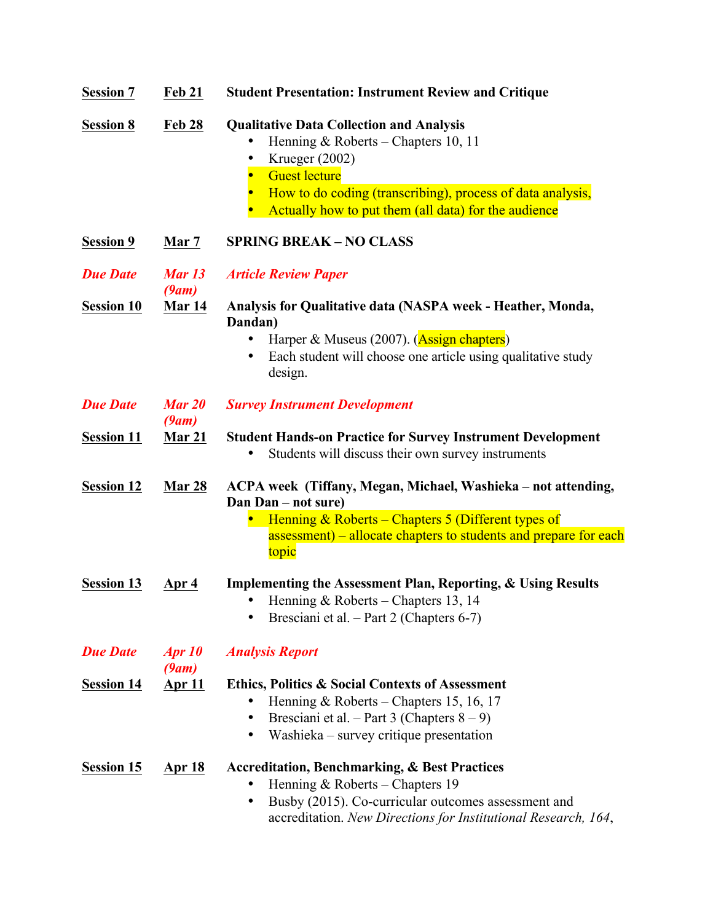**<u>Session 7</u>** **<u>Feb 21</u>** **Student Presentation: Instrument Review and Critique**

**<u>Session 8</u>** **<u>Feb 28</u>** **Qualitative Data Collection and Analysis**

- Henning & Roberts – Chapters 10, 11
- Krueger (2002)
- Guest lecture
- How to do coding (transcribing), process of data analysis,
- Actually how to put them (all data) for the audience

**<u>Session 9</u>** **<u>Mar 7</u>** **SPRING BREAK – NO CLASS**

***Due Date*** ***Mar 13 (9am)*** ***Article Review Paper***

**<u>Session 10</u>** **<u>Mar 14</u>** **Analysis for Qualitative data (NASPA week - Heather, Monda, Dandan)**

- Harper & Museus (2007). (Assign chapters)
- Each student will choose one article using qualitative study design.

***Due Date*** ***Mar 20 (9am)*** ***Survey Instrument Development***

**<u>Session 11</u>** **<u>Mar 21</u>** **Student Hands-on Practice for Survey Instrument Development**

- Students will discuss their own survey instruments

**<u>Session 12</u>** **<u>Mar 28</u>** **ACPA week (Tiffany, Megan, Michael, Washieka – not attending, Dan Dan – not sure)**

- Henning & Roberts – Chapters 5 (Different types of assessment) – allocate chapters to students and prepare for each topic

**<u>Session 13</u>** **<u>Apr 4</u>** **Implementing the Assessment Plan, Reporting, & Using Results**

- Henning & Roberts – Chapters 13, 14
- Bresciani et al. – Part 2 (Chapters 6-7)

***Due Date*** ***Apr 10 (9am)*** ***Analysis Report***

**<u>Session 14</u>** **<u>Apr 11</u>** **Ethics, Politics & Social Contexts of Assessment**

- Henning & Roberts – Chapters 15, 16, 17
- Bresciani et al. – Part 3 (Chapters 8 – 9)
- Washieka – survey critique presentation

**<u>Session 15</u>** **<u>Apr 18</u>** **Accreditation, Benchmarking, & Best Practices**

- Henning & Roberts – Chapters 19
- Busby (2015). Co-curricular outcomes assessment and accreditation. *New Directions for Institutional Research, 164*,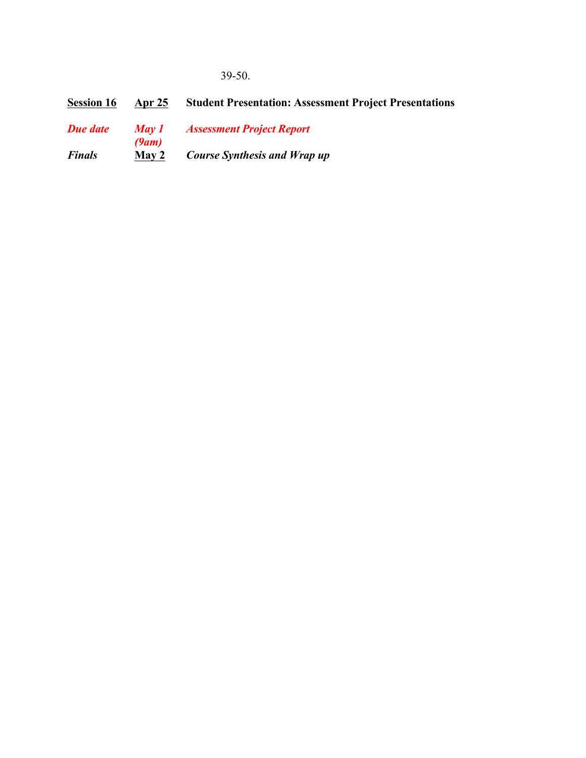39-50.

| | | |
|---|---|---|
| **Session 16** | **Apr 25** | **Student Presentation: Assessment Project Presentations** |
| ***Due date*** | ***May 1 (9am)*** | ***Assessment Project Report*** |
| ***Finals*** | **May 2** | ***Course Synthesis and Wrap up*** |